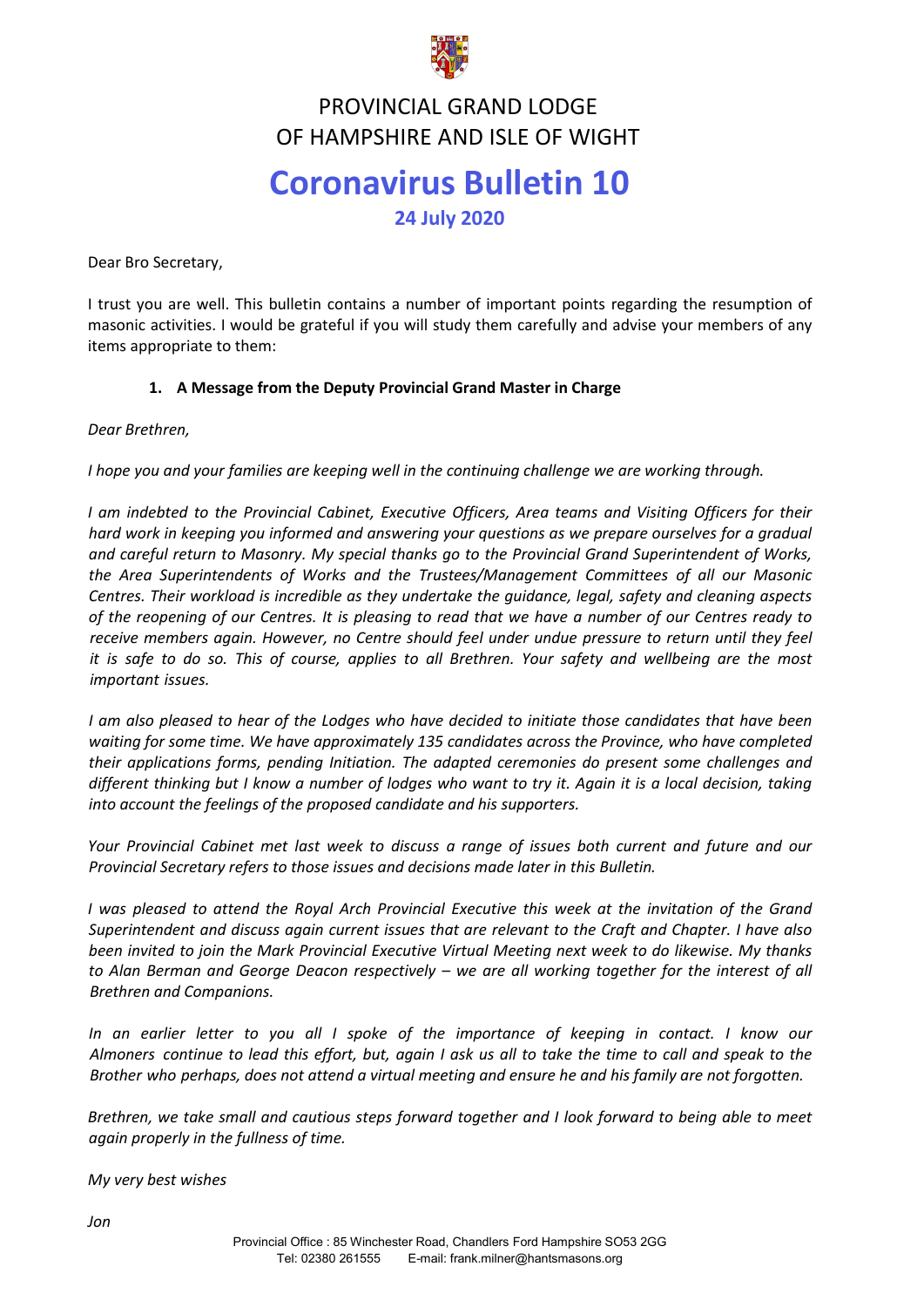# PROVINCIAL GRAND LODGE OF HAMPSHIRE AND ISLE OF WIGHT

# Coronavirus Bulletin 10

## 24 July 2020

Dear Bro Secretary,

I trust you are well. This bulletin contains a number of important points regarding the resumption of masonic activities. I would be grateful if you will study them carefully and advise your members of any items appropriate to them:

1. **A Message from the Deputy Provincial Grand Master in Charge**

*Dear Brethren,*

*I hope you and your families are keeping well in the continuing challenge we are working through.*

*I am indebted to the Provincial Cabinet, Executive Officers, Area teams and Visiting Officers for their hard work in keeping you informed and answering your questions as we prepare ourselves for a gradual and careful return to Masonry. My special thanks go to the Provincial Grand Superintendent of Works, the Area Superintendents of Works and the Trustees/Management Committees of all our Masonic Centres. Their workload is incredible as they undertake the guidance, legal, safety and cleaning aspects of the reopening of our Centres. It is pleasing to read that we have a number of our Centres ready to receive members again. However, no Centre should feel under undue pressure to return until they feel it is safe to do so. This of course, applies to all Brethren. Your safety and wellbeing are the most important issues.*

*I am also pleased to hear of the Lodges who have decided to initiate those candidates that have been waiting for some time. We have approximately 135 candidates across the Province, who have completed their applications forms, pending Initiation. The adapted ceremonies do present some challenges and different thinking but I know a number of lodges who want to try it. Again it is a local decision, taking into account the feelings of the proposed candidate and his supporters.*

*Your Provincial Cabinet met last week to discuss a range of issues both current and future and our Provincial Secretary refers to those issues and decisions made later in this Bulletin.*

*I was pleased to attend the Royal Arch Provincial Executive this week at the invitation of the Grand Superintendent and discuss again current issues that are relevant to the Craft and Chapter. I have also been invited to join the Mark Provincial Executive Virtual Meeting next week to do likewise. My thanks to Alan Berman and George Deacon respectively – we are all working together for the interest of all Brethren and Companions.*

*In an earlier letter to you all I spoke of the importance of keeping in contact. I know our Almoners continue to lead this effort, but, again I ask us all to take the time to call and speak to the Brother who perhaps, does not attend a virtual meeting and ensure he and his family are not forgotten.*

*Brethren, we take small and cautious steps forward together and I look forward to being able to meet again properly in the fullness of time.*

*My very best wishes*

*Jon*

Provincial Office : 85 Winchester Road, Chandlers Ford Hampshire SO53 2GG
Tel: 02380 261555 E-mail: frank.milner@hantsmasons.org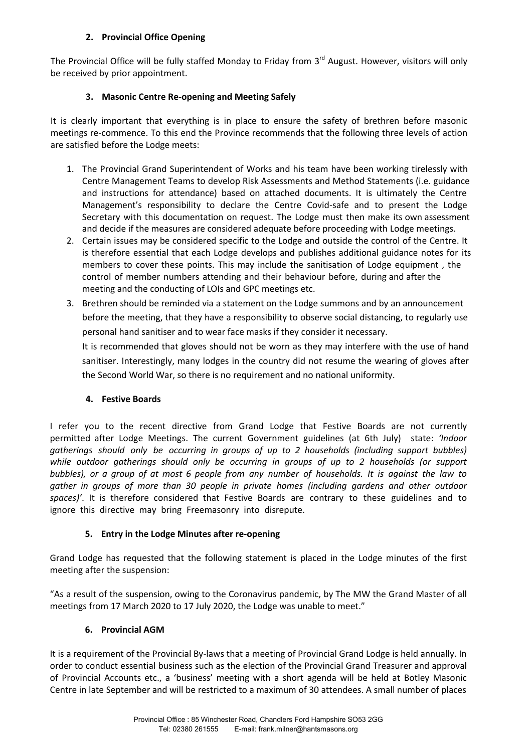## 2. Provincial Office Opening

The Provincial Office will be fully staffed Monday to Friday from 3rd August. However, visitors will only be received by prior appointment.

## 3. Masonic Centre Re-opening and Meeting Safely

It is clearly important that everything is in place to ensure the safety of brethren before masonic meetings re-commence. To this end the Province recommends that the following three levels of action are satisfied before the Lodge meets:

1. The Provincial Grand Superintendent of Works and his team have been working tirelessly with Centre Management Teams to develop Risk Assessments and Method Statements (i.e. guidance and instructions for attendance) based on attached documents. It is ultimately the Centre Management's responsibility to declare the Centre Covid-safe and to present the Lodge Secretary with this documentation on request. The Lodge must then make its own assessment and decide if the measures are considered adequate before proceeding with Lodge meetings.
2. Certain issues may be considered specific to the Lodge and outside the control of the Centre. It is therefore essential that each Lodge develops and publishes additional guidance notes for its members to cover these points. This may include the sanitisation of Lodge equipment , the control of member numbers attending and their behaviour before, during and after the meeting and the conducting of LOIs and GPC meetings etc.
3. Brethren should be reminded via a statement on the Lodge summons and by an announcement before the meeting, that they have a responsibility to observe social distancing, to regularly use personal hand sanitiser and to wear face masks if they consider it necessary.

   It is recommended that gloves should not be worn as they may interfere with the use of hand sanitiser. Interestingly, many lodges in the country did not resume the wearing of gloves after the Second World War, so there is no requirement and no national uniformity.

## 4. Festive Boards

I refer you to the recent directive from Grand Lodge that Festive Boards are not currently permitted after Lodge Meetings. The current Government guidelines (at 6th July) state: *'Indoor gatherings should only be occurring in groups of up to 2 households (including support bubbles) while outdoor gatherings should only be occurring in groups of up to 2 households (or support bubbles), or a group of at most 6 people from any number of households. It is against the law to gather in groups of more than 30 people in private homes (including gardens and other outdoor spaces)'*. It is therefore considered that Festive Boards are contrary to these guidelines and to ignore this directive may bring Freemasonry into disrepute.

## 5. Entry in the Lodge Minutes after re-opening

Grand Lodge has requested that the following statement is placed in the Lodge minutes of the first meeting after the suspension:

"As a result of the suspension, owing to the Coronavirus pandemic, by The MW the Grand Master of all meetings from 17 March 2020 to 17 July 2020, the Lodge was unable to meet."

## 6. Provincial AGM

It is a requirement of the Provincial By-laws that a meeting of Provincial Grand Lodge is held annually. In order to conduct essential business such as the election of the Provincial Grand Treasurer and approval of Provincial Accounts etc., a 'business' meeting with a short agenda will be held at Botley Masonic Centre in late September and will be restricted to a maximum of 30 attendees. A small number of places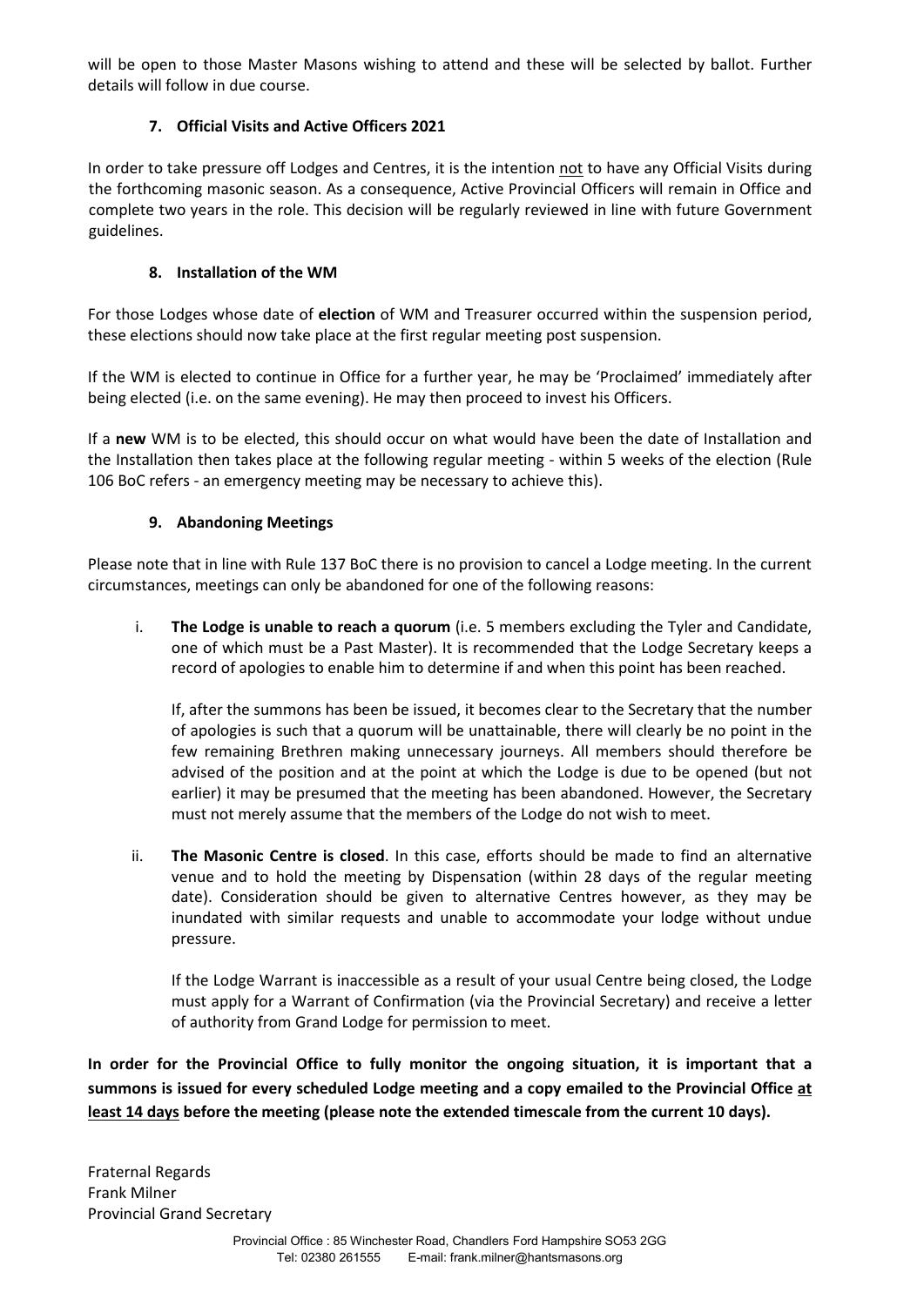will be open to those Master Masons wishing to attend and these will be selected by ballot. Further details will follow in due course.

### 7. Official Visits and Active Officers 2021

In order to take pressure off Lodges and Centres, it is the intention <u>not</u> to have any Official Visits during the forthcoming masonic season. As a consequence, Active Provincial Officers will remain in Office and complete two years in the role. This decision will be regularly reviewed in line with future Government guidelines.

### 8. Installation of the WM

For those Lodges whose date of **election** of WM and Treasurer occurred within the suspension period, these elections should now take place at the first regular meeting post suspension.

If the WM is elected to continue in Office for a further year, he may be 'Proclaimed' immediately after being elected (i.e. on the same evening). He may then proceed to invest his Officers.

If a **new** WM is to be elected, this should occur on what would have been the date of Installation and the Installation then takes place at the following regular meeting - within 5 weeks of the election (Rule 106 BoC refers - an emergency meeting may be necessary to achieve this).

### 9. Abandoning Meetings

Please note that in line with Rule 137 BoC there is no provision to cancel a Lodge meeting. In the current circumstances, meetings can only be abandoned for one of the following reasons:

i. **The Lodge is unable to reach a quorum** (i.e. 5 members excluding the Tyler and Candidate, one of which must be a Past Master). It is recommended that the Lodge Secretary keeps a record of apologies to enable him to determine if and when this point has been reached.

   If, after the summons has been be issued, it becomes clear to the Secretary that the number of apologies is such that a quorum will be unattainable, there will clearly be no point in the few remaining Brethren making unnecessary journeys. All members should therefore be advised of the position and at the point at which the Lodge is due to be opened (but not earlier) it may be presumed that the meeting has been abandoned. However, the Secretary must not merely assume that the members of the Lodge do not wish to meet.

ii. **The Masonic Centre is closed**. In this case, efforts should be made to find an alternative venue and to hold the meeting by Dispensation (within 28 days of the regular meeting date). Consideration should be given to alternative Centres however, as they may be inundated with similar requests and unable to accommodate your lodge without undue pressure.

   If the Lodge Warrant is inaccessible as a result of your usual Centre being closed, the Lodge must apply for a Warrant of Confirmation (via the Provincial Secretary) and receive a letter of authority from Grand Lodge for permission to meet.

**In order for the Provincial Office to fully monitor the ongoing situation, it is important that a summons is issued for every scheduled Lodge meeting and a copy emailed to the Provincial Office <u>at least 14 days</u> before the meeting (please note the extended timescale from the current 10 days).**

Fraternal Regards
Frank Milner
Provincial Grand Secretary

Provincial Office : 85 Winchester Road, Chandlers Ford Hampshire SO53 2GG
Tel: 02380 261555 E-mail: frank.milner@hantsmasons.org